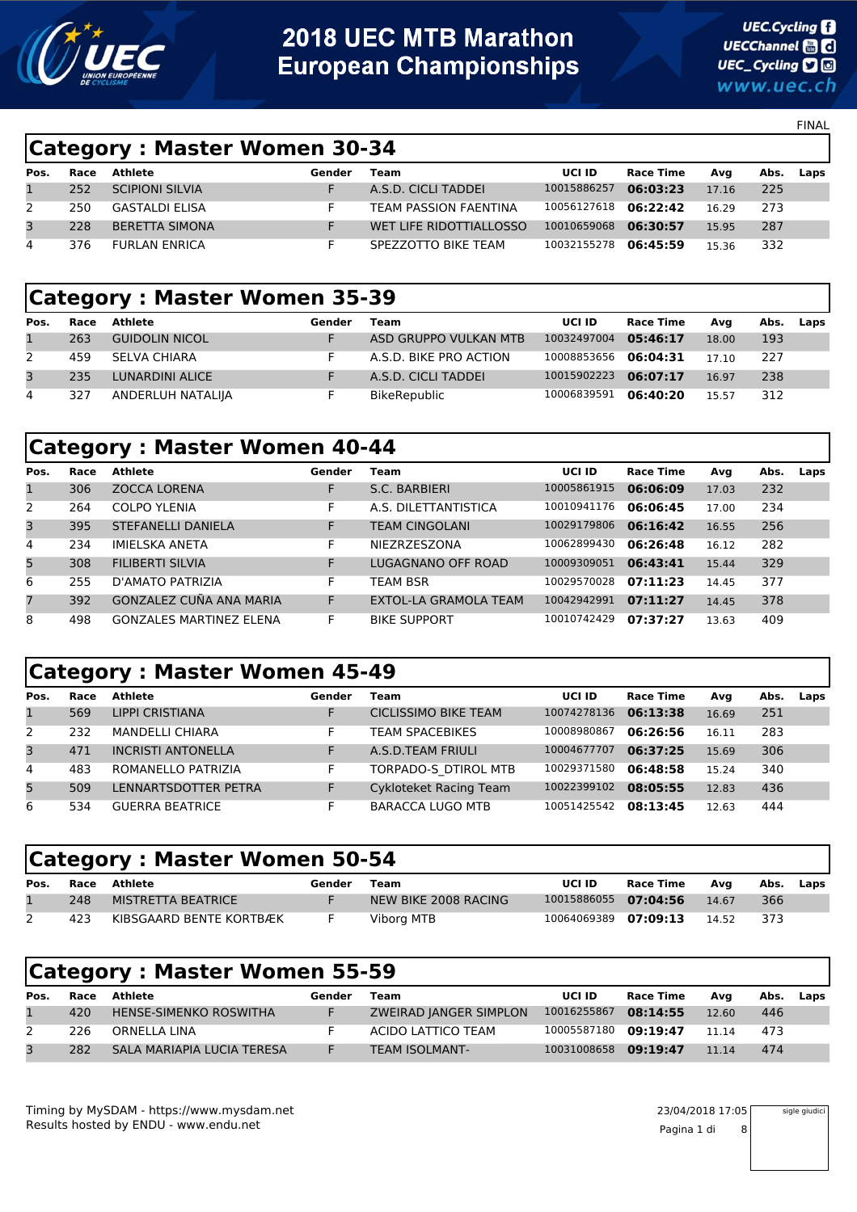# 2018 UEC MTB Marathon European Championships

UEC.Cycling
UECChannel
UEC_Cycling
www.uec.ch

FINAL

## Category : Master Women 30-34

| Pos. | Race | Athlete | Gender | Team | UCI ID | Race Time | Avg | Abs. | Laps |
|---|---|---|---|---|---|---|---|---|---|
| 1 | 252 | SCIPIONI SILVIA | F | A.S.D. CICLI TADDEI | 10015886257 | **06:03:23** | 17.16 | 225 | |
| 2 | 250 | GASTALDI ELISA | F | TEAM PASSION FAENTINA | 10056127618 | **06:22:42** | 16.29 | 273 | |
| 3 | 228 | BERETTA SIMONA | F | WET LIFE RIDOTTIALLOSSO | 10010659068 | **06:30:57** | 15.95 | 287 | |
| 4 | 376 | FURLAN ENRICA | F | SPEZZOTTO BIKE TEAM | 10032155278 | **06:45:59** | 15.36 | 332 | |

## Category : Master Women 35-39

| Pos. | Race | Athlete | Gender | Team | UCI ID | Race Time | Avg | Abs. | Laps |
|---|---|---|---|---|---|---|---|---|---|
| 1 | 263 | GUIDOLIN NICOL | F | ASD GRUPPO VULKAN MTB | 10032497004 | **05:46:17** | 18.00 | 193 | |
| 2 | 459 | SELVA CHIARA | F | A.S.D. BIKE PRO ACTION | 10008853656 | **06:04:31** | 17.10 | 227 | |
| 3 | 235 | LUNARDINI ALICE | F | A.S.D. CICLI TADDEI | 10015902223 | **06:07:17** | 16.97 | 238 | |
| 4 | 327 | ANDERLUH NATALIJA | F | BikeRepublic | 10006839591 | **06:40:20** | 15.57 | 312 | |

## Category : Master Women 40-44

| Pos. | Race | Athlete | Gender | Team | UCI ID | Race Time | Avg | Abs. | Laps |
|---|---|---|---|---|---|---|---|---|---|
| 1 | 306 | ZOCCA LORENA | F | S.C. BARBIERI | 10005861915 | **06:06:09** | 17.03 | 232 | |
| 2 | 264 | COLPO YLENIA | F | A.S. DILETTANTISTICA | 10010941176 | **06:06:45** | 17.00 | 234 | |
| 3 | 395 | STEFANELLI DANIELA | F | TEAM CINGOLANI | 10029179806 | **06:16:42** | 16.55 | 256 | |
| 4 | 234 | IMIELSKA ANETA | F | NIEZRZESZONA | 10062899430 | **06:26:48** | 16.12 | 282 | |
| 5 | 308 | FILIBERTI SILVIA | F | LUGAGNANO OFF ROAD | 10009309051 | **06:43:41** | 15.44 | 329 | |
| 6 | 255 | D'AMATO PATRIZIA | F | TEAM BSR | 10029570028 | **07:11:23** | 14.45 | 377 | |
| 7 | 392 | GONZALEZ CUÑA ANA MARIA | F | EXTOL-LA GRAMOLA TEAM | 10042942991 | **07:11:27** | 14.45 | 378 | |
| 8 | 498 | GONZALES MARTINEZ ELENA | F | BIKE SUPPORT | 10010742429 | **07:37:27** | 13.63 | 409 | |

## Category : Master Women 45-49

| Pos. | Race | Athlete | Gender | Team | UCI ID | Race Time | Avg | Abs. | Laps |
|---|---|---|---|---|---|---|---|---|---|
| 1 | 569 | LIPPI CRISTIANA | F | CICLISSIMO BIKE TEAM | 10074278136 | **06:13:38** | 16.69 | 251 | |
| 2 | 232 | MANDELLI CHIARA | F | TEAM SPACEBIKES | 10008980867 | **06:26:56** | 16.11 | 283 | |
| 3 | 471 | INCRISTI ANTONELLA | F | A.S.D.TEAM FRIULI | 10004677707 | **06:37:25** | 15.69 | 306 | |
| 4 | 483 | ROMANELLO PATRIZIA | F | TORPADO-S_DTIROL MTB | 10029371580 | **06:48:58** | 15.24 | 340 | |
| 5 | 509 | LENNARTSDOTTER PETRA | F | Cykloteket Racing Team | 10022399102 | **08:05:55** | 12.83 | 436 | |
| 6 | 534 | GUERRA BEATRICE | F | BARACCA LUGO MTB | 10051425542 | **08:13:45** | 12.63 | 444 | |

## Category : Master Women 50-54

| Pos. | Race | Athlete | Gender | Team | UCI ID | Race Time | Avg | Abs. | Laps |
|---|---|---|---|---|---|---|---|---|---|
| 1 | 248 | MISTRETTA BEATRICE | F | NEW BIKE 2008 RACING | 10015886055 | **07:04:56** | 14.67 | 366 | |
| 2 | 423 | KIBSGAARD BENTE KORTBÆK | F | Viborg MTB | 10064069389 | **07:09:13** | 14.52 | 373 | |

## Category : Master Women 55-59

| Pos. | Race | Athlete | Gender | Team | UCI ID | Race Time | Avg | Abs. | Laps |
|---|---|---|---|---|---|---|---|---|---|
| 1 | 420 | HENSE-SIMENKO ROSWITHA | F | ZWEIRAD JANGER SIMPLON | 10016255867 | **08:14:55** | 12.60 | 446 | |
| 2 | 226 | ORNELLA LINA | F | ACIDO LATTICO TEAM | 10005587180 | **09:19:47** | 11.14 | 473 | |
| 3 | 282 | SALA MARIAPIA LUCIA TERESA | F | TEAM ISOLMANT- | 10031008658 | **09:19:47** | 11.14 | 474 | |

Timing by MySDAM - https://www.mysdam.net
Results hosted by ENDU - www.endu.net

23/04/2018 17:05

sigle giudici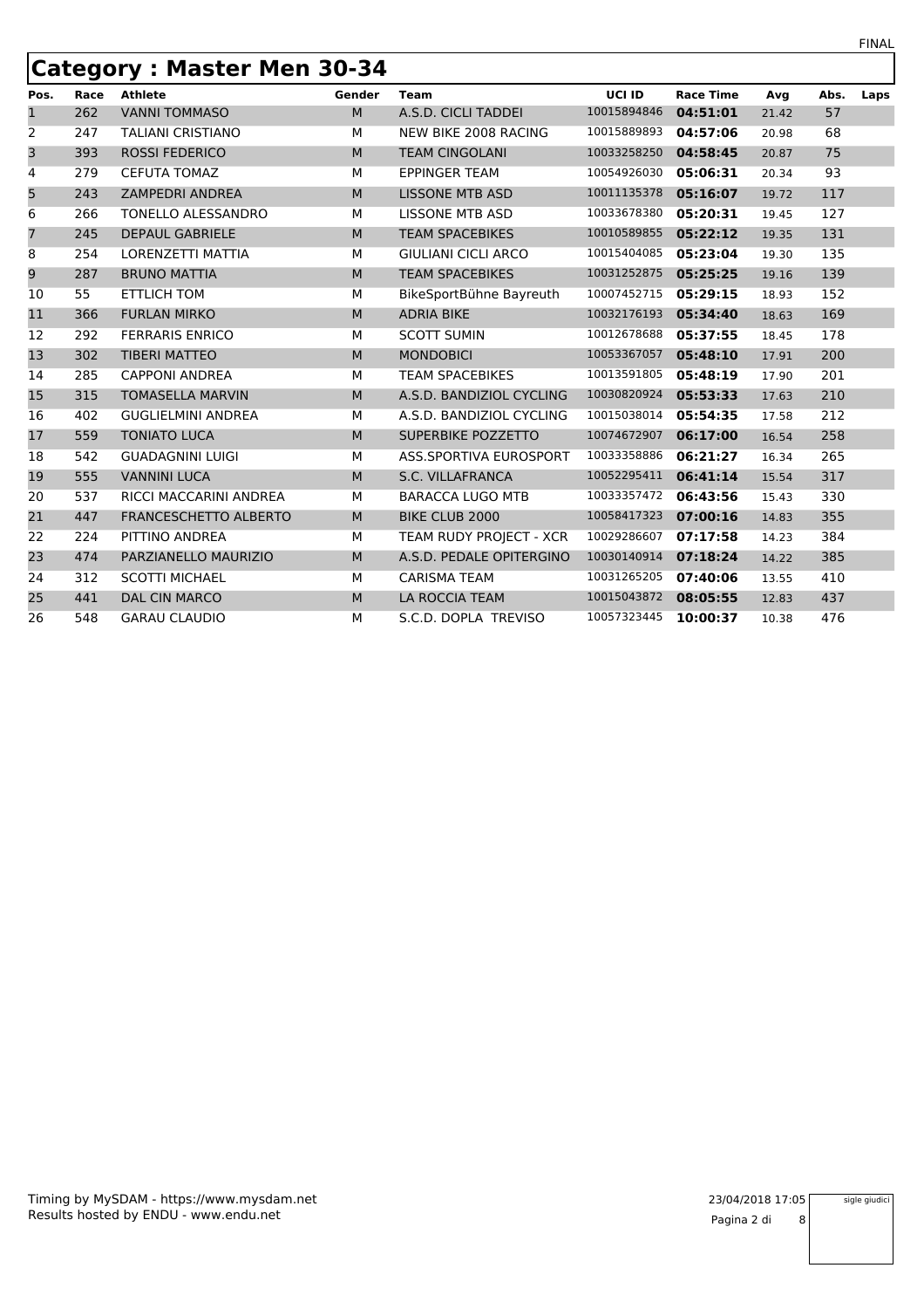FINAL

# Category : Master Men 30-34

| Pos. | Race | Athlete | Gender | Team | UCI ID | Race Time | Avg | Abs. | Laps |
|---|---|---|---|---|---|---|---|---|---|
| 1 | 262 | VANNI TOMMASO | M | A.S.D. CICLI TADDEI | 10015894846 | **04:51:01** | 21.42 | 57 | |
| 2 | 247 | TALIANI CRISTIANO | M | NEW BIKE 2008 RACING | 10015889893 | **04:57:06** | 20.98 | 68 | |
| 3 | 393 | ROSSI FEDERICO | M | TEAM CINGOLANI | 10033258250 | **04:58:45** | 20.87 | 75 | |
| 4 | 279 | CEFUTA TOMAZ | M | EPPINGER TEAM | 10054926030 | **05:06:31** | 20.34 | 93 | |
| 5 | 243 | ZAMPEDRI ANDREA | M | LISSONE MTB ASD | 10011135378 | **05:16:07** | 19.72 | 117 | |
| 6 | 266 | TONELLO ALESSANDRO | M | LISSONE MTB ASD | 10033678380 | **05:20:31** | 19.45 | 127 | |
| 7 | 245 | DEPAUL GABRIELE | M | TEAM SPACEBIKES | 10010589855 | **05:22:12** | 19.35 | 131 | |
| 8 | 254 | LORENZETTI MATTIA | M | GIULIANI CICLI ARCO | 10015404085 | **05:23:04** | 19.30 | 135 | |
| 9 | 287 | BRUNO MATTIA | M | TEAM SPACEBIKES | 10031252875 | **05:25:25** | 19.16 | 139 | |
| 10 | 55 | ETTLICH TOM | M | BikeSportBühne Bayreuth | 10007452715 | **05:29:15** | 18.93 | 152 | |
| 11 | 366 | FURLAN MIRKO | M | ADRIA BIKE | 10032176193 | **05:34:40** | 18.63 | 169 | |
| 12 | 292 | FERRARIS ENRICO | M | SCOTT SUMIN | 10012678688 | **05:37:55** | 18.45 | 178 | |
| 13 | 302 | TIBERI MATTEO | M | MONDOBICI | 10053367057 | **05:48:10** | 17.91 | 200 | |
| 14 | 285 | CAPPONI ANDREA | M | TEAM SPACEBIKES | 10013591805 | **05:48:19** | 17.90 | 201 | |
| 15 | 315 | TOMASELLA MARVIN | M | A.S.D. BANDIZIOL CYCLING | 10030820924 | **05:53:33** | 17.63 | 210 | |
| 16 | 402 | GUGLIELMINI ANDREA | M | A.S.D. BANDIZIOL CYCLING | 10015038014 | **05:54:35** | 17.58 | 212 | |
| 17 | 559 | TONIATO LUCA | M | SUPERBIKE POZZETTO | 10074672907 | **06:17:00** | 16.54 | 258 | |
| 18 | 542 | GUADAGNINI LUIGI | M | ASS.SPORTIVA EUROSPORT | 10033358886 | **06:21:27** | 16.34 | 265 | |
| 19 | 555 | VANNINI LUCA | M | S.C. VILLAFRANCA | 10052295411 | **06:41:14** | 15.54 | 317 | |
| 20 | 537 | RICCI MACCARINI ANDREA | M | BARACCA LUGO MTB | 10033357472 | **06:43:56** | 15.43 | 330 | |
| 21 | 447 | FRANCESCHETTO ALBERTO | M | BIKE CLUB 2000 | 10058417323 | **07:00:16** | 14.83 | 355 | |
| 22 | 224 | PITTINO ANDREA | M | TEAM RUDY PROJECT - XCR | 10029286607 | **07:17:58** | 14.23 | 384 | |
| 23 | 474 | PARZIANELLO MAURIZIO | M | A.S.D. PEDALE OPITERGINO | 10030140914 | **07:18:24** | 14.22 | 385 | |
| 24 | 312 | SCOTTI MICHAEL | M | CARISMA TEAM | 10031265205 | **07:40:06** | 13.55 | 410 | |
| 25 | 441 | DAL CIN MARCO | M | LA ROCCIA TEAM | 10015043872 | **08:05:55** | 12.83 | 437 | |
| 26 | 548 | GARAU CLAUDIO | M | S.C.D. DOPLA TREVISO | 10057323445 | **10:00:37** | 10.38 | 476 | |

Timing by MySDAM - https://www.mysdam.net
Results hosted by ENDU - www.endu.net

23/04/2018 17:05

sigle giudici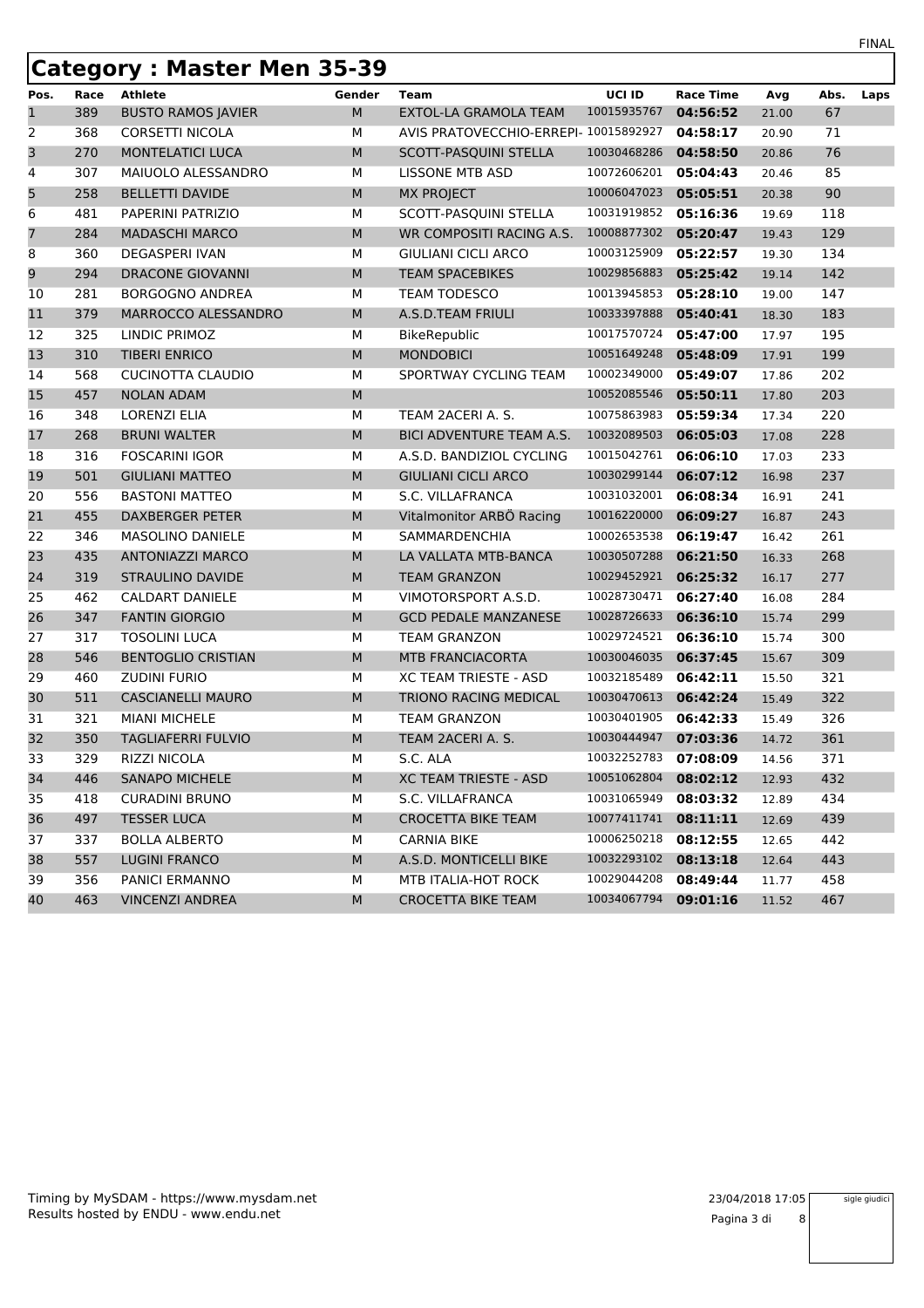FINAL

# Category : Master Men 35-39

| Pos. | Race | Athlete | Gender | Team | UCI ID | Race Time | Avg | Abs. | Laps |
|---|---|---|---|---|---|---|---|---|---|
| 1 | 389 | BUSTO RAMOS JAVIER | M | EXTOL-LA GRAMOLA TEAM | 10015935767 | **04:56:52** | 21.00 | 67 | |
| 2 | 368 | CORSETTI NICOLA | M | AVIS PRATOVECCHIO-ERREPI- | 10015892927 | **04:58:17** | 20.90 | 71 | |
| 3 | 270 | MONTELATICI LUCA | M | SCOTT-PASQUINI STELLA | 10030468286 | **04:58:50** | 20.86 | 76 | |
| 4 | 307 | MAIUOLO ALESSANDRO | M | LISSONE MTB ASD | 10072606201 | **05:04:43** | 20.46 | 85 | |
| 5 | 258 | BELLETTI DAVIDE | M | MX PROJECT | 10006047023 | **05:05:51** | 20.38 | 90 | |
| 6 | 481 | PAPERINI PATRIZIO | M | SCOTT-PASQUINI STELLA | 10031919852 | **05:16:36** | 19.69 | 118 | |
| 7 | 284 | MADASCHI MARCO | M | WR COMPOSITI RACING A.S. | 10008877302 | **05:20:47** | 19.43 | 129 | |
| 8 | 360 | DEGASPERI IVAN | M | GIULIANI CICLI ARCO | 10003125909 | **05:22:57** | 19.30 | 134 | |
| 9 | 294 | DRACONE GIOVANNI | M | TEAM SPACEBIKES | 10029856883 | **05:25:42** | 19.14 | 142 | |
| 10 | 281 | BORGOGNO ANDREA | M | TEAM TODESCO | 10013945853 | **05:28:10** | 19.00 | 147 | |
| 11 | 379 | MARROCCO ALESSANDRO | M | A.S.D.TEAM FRIULI | 10033397888 | **05:40:41** | 18.30 | 183 | |
| 12 | 325 | LINDIC PRIMOZ | M | BikeRepublic | 10017570724 | **05:47:00** | 17.97 | 195 | |
| 13 | 310 | TIBERI ENRICO | M | MONDOBICI | 10051649248 | **05:48:09** | 17.91 | 199 | |
| 14 | 568 | CUCINOTTA CLAUDIO | M | SPORTWAY CYCLING TEAM | 10002349000 | **05:49:07** | 17.86 | 202 | |
| 15 | 457 | NOLAN ADAM | M | | 10052085546 | **05:50:11** | 17.80 | 203 | |
| 16 | 348 | LORENZI ELIA | M | TEAM 2ACERI A. S. | 10075863983 | **05:59:34** | 17.34 | 220 | |
| 17 | 268 | BRUNI WALTER | M | BICI ADVENTURE TEAM A.S. | 10032089503 | **06:05:03** | 17.08 | 228 | |
| 18 | 316 | FOSCARINI IGOR | M | A.S.D. BANDIZIOL CYCLING | 10015042761 | **06:06:10** | 17.03 | 233 | |
| 19 | 501 | GIULIANI MATTEO | M | GIULIANI CICLI ARCO | 10030299144 | **06:07:12** | 16.98 | 237 | |
| 20 | 556 | BASTONI MATTEO | M | S.C. VILLAFRANCA | 10031032001 | **06:08:34** | 16.91 | 241 | |
| 21 | 455 | DAXBERGER PETER | M | Vitalmonitor ARBÖ Racing | 10016220000 | **06:09:27** | 16.87 | 243 | |
| 22 | 346 | MASOLINO DANIELE | M | SAMMARDENCHIA | 10002653538 | **06:19:47** | 16.42 | 261 | |
| 23 | 435 | ANTONIAZZI MARCO | M | LA VALLATA MTB-BANCA | 10030507288 | **06:21:50** | 16.33 | 268 | |
| 24 | 319 | STRAULINO DAVIDE | M | TEAM GRANZON | 10029452921 | **06:25:32** | 16.17 | 277 | |
| 25 | 462 | CALDART DANIELE | M | VIMOTORSPORT A.S.D. | 10028730471 | **06:27:40** | 16.08 | 284 | |
| 26 | 347 | FANTIN GIORGIO | M | GCD PEDALE MANZANESE | 10028726633 | **06:36:10** | 15.74 | 299 | |
| 27 | 317 | TOSOLINI LUCA | M | TEAM GRANZON | 10029724521 | **06:36:10** | 15.74 | 300 | |
| 28 | 546 | BENTOGLIO CRISTIAN | M | MTB FRANCIACORTA | 10030046035 | **06:37:45** | 15.67 | 309 | |
| 29 | 460 | ZUDINI FURIO | M | XC TEAM TRIESTE - ASD | 10032185489 | **06:42:11** | 15.50 | 321 | |
| 30 | 511 | CASCIANELLI MAURO | M | TRIONO RACING MEDICAL | 10030470613 | **06:42:24** | 15.49 | 322 | |
| 31 | 321 | MIANI MICHELE | M | TEAM GRANZON | 10030401905 | **06:42:33** | 15.49 | 326 | |
| 32 | 350 | TAGLIAFERRI FULVIO | M | TEAM 2ACERI A. S. | 10030444947 | **07:03:36** | 14.72 | 361 | |
| 33 | 329 | RIZZI NICOLA | M | S.C. ALA | 10032252783 | **07:08:09** | 14.56 | 371 | |
| 34 | 446 | SANAPO MICHELE | M | XC TEAM TRIESTE - ASD | 10051062804 | **08:02:12** | 12.93 | 432 | |
| 35 | 418 | CURADINI BRUNO | M | S.C. VILLAFRANCA | 10031065949 | **08:03:32** | 12.89 | 434 | |
| 36 | 497 | TESSER LUCA | M | CROCETTA BIKE TEAM | 10077411741 | **08:11:11** | 12.69 | 439 | |
| 37 | 337 | BOLLA ALBERTO | M | CARNIA BIKE | 10006250218 | **08:12:55** | 12.65 | 442 | |
| 38 | 557 | LUGINI FRANCO | M | A.S.D. MONTICELLI BIKE | 10032293102 | **08:13:18** | 12.64 | 443 | |
| 39 | 356 | PANICI ERMANNO | M | MTB ITALIA-HOT ROCK | 10029044208 | **08:49:44** | 11.77 | 458 | |
| 40 | 463 | VINCENZI ANDREA | M | CROCETTA BIKE TEAM | 10034067794 | **09:01:16** | 11.52 | 467 | |

Timing by MySDAM - https://www.mysdam.net
Results hosted by ENDU - www.endu.net

23/04/2018 17:05

sigle giudici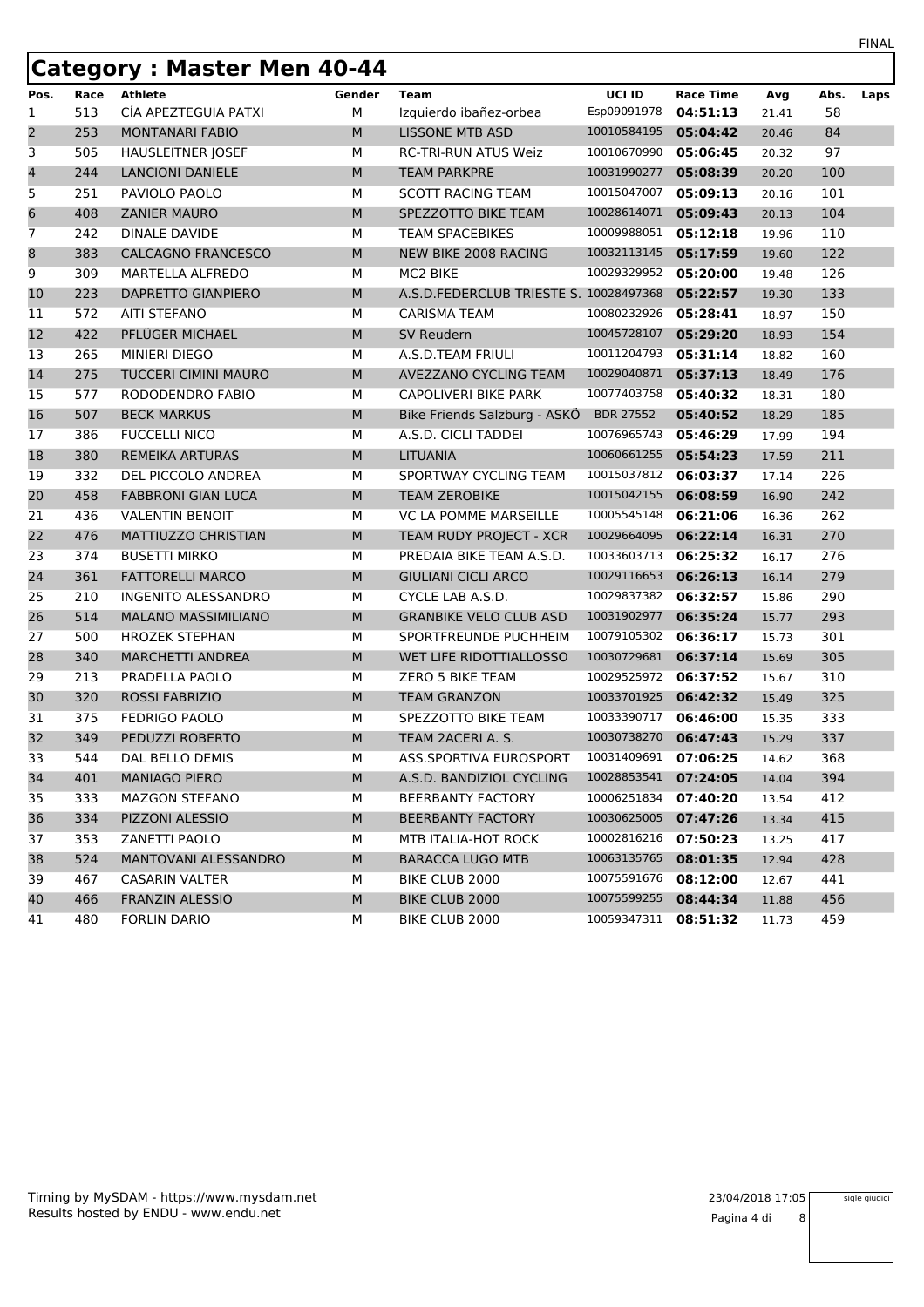FINAL

# Category : Master Men 40-44

| Pos. | Race | Athlete | Gender | Team | UCI ID | Race Time | Avg | Abs. | Laps |
|---|---|---|---|---|---|---|---|---|---|
| 1 | 513 | CÍA APEZTEGUIA PATXI | M | Izquierdo ibañez-orbea | Esp09091978 | **04:51:13** | 21.41 | 58 | |
| 2 | 253 | MONTANARI FABIO | M | LISSONE MTB ASD | 10010584195 | **05:04:42** | 20.46 | 84 | |
| 3 | 505 | HAUSLEITNER JOSEF | M | RC-TRI-RUN ATUS Weiz | 10010670990 | **05:06:45** | 20.32 | 97 | |
| 4 | 244 | LANCIONI DANIELE | M | TEAM PARKPRE | 10031990277 | **05:08:39** | 20.20 | 100 | |
| 5 | 251 | PAVIOLO PAOLO | M | SCOTT RACING TEAM | 10015047007 | **05:09:13** | 20.16 | 101 | |
| 6 | 408 | ZANIER MAURO | M | SPEZZOTTO BIKE TEAM | 10028614071 | **05:09:43** | 20.13 | 104 | |
| 7 | 242 | DINALE DAVIDE | M | TEAM SPACEBIKES | 10009988051 | **05:12:18** | 19.96 | 110 | |
| 8 | 383 | CALCAGNO FRANCESCO | M | NEW BIKE 2008 RACING | 10032113145 | **05:17:59** | 19.60 | 122 | |
| 9 | 309 | MARTELLA ALFREDO | M | MC2 BIKE | 10029329952 | **05:20:00** | 19.48 | 126 | |
| 10 | 223 | DAPRETTO GIANPIERO | M | A.S.D.FEDERCLUB TRIESTE S. | 10028497368 | **05:22:57** | 19.30 | 133 | |
| 11 | 572 | AITI STEFANO | M | CARISMA TEAM | 10080232926 | **05:28:41** | 18.97 | 150 | |
| 12 | 422 | PFLÜGER MICHAEL | M | SV Reudern | 10045728107 | **05:29:20** | 18.93 | 154 | |
| 13 | 265 | MINIERI DIEGO | M | A.S.D.TEAM FRIULI | 10011204793 | **05:31:14** | 18.82 | 160 | |
| 14 | 275 | TUCCERI CIMINI MAURO | M | AVEZZANO CYCLING TEAM | 10029040871 | **05:37:13** | 18.49 | 176 | |
| 15 | 577 | RODODENDRO FABIO | M | CAPOLIVERI BIKE PARK | 10077403758 | **05:40:32** | 18.31 | 180 | |
| 16 | 507 | BECK MARKUS | M | Bike Friends Salzburg - ASKÖ | BDR 27552 | **05:40:52** | 18.29 | 185 | |
| 17 | 386 | FUCCELLI NICO | M | A.S.D. CICLI TADDEI | 10076965743 | **05:46:29** | 17.99 | 194 | |
| 18 | 380 | REMEIKA ARTURAS | M | LITUANIA | 10060661255 | **05:54:23** | 17.59 | 211 | |
| 19 | 332 | DEL PICCOLO ANDREA | M | SPORTWAY CYCLING TEAM | 10015037812 | **06:03:37** | 17.14 | 226 | |
| 20 | 458 | FABBRONI GIAN LUCA | M | TEAM ZEROBIKE | 10015042155 | **06:08:59** | 16.90 | 242 | |
| 21 | 436 | VALENTIN BENOIT | M | VC LA POMME MARSEILLE | 10005545148 | **06:21:06** | 16.36 | 262 | |
| 22 | 476 | MATTIUZZO CHRISTIAN | M | TEAM RUDY PROJECT - XCR | 10029664095 | **06:22:14** | 16.31 | 270 | |
| 23 | 374 | BUSETTI MIRKO | M | PREDAIA BIKE TEAM A.S.D. | 10033603713 | **06:25:32** | 16.17 | 276 | |
| 24 | 361 | FATTORELLI MARCO | M | GIULIANI CICLI ARCO | 10029116653 | **06:26:13** | 16.14 | 279 | |
| 25 | 210 | INGENITO ALESSANDRO | M | CYCLE LAB A.S.D. | 10029837382 | **06:32:57** | 15.86 | 290 | |
| 26 | 514 | MALANO MASSIMILIANO | M | GRANBIKE VELO CLUB ASD | 10031902977 | **06:35:24** | 15.77 | 293 | |
| 27 | 500 | HROZEK STEPHAN | M | SPORTFREUNDE PUCHHEIM | 10079105302 | **06:36:17** | 15.73 | 301 | |
| 28 | 340 | MARCHETTI ANDREA | M | WET LIFE RIDOTTIALLOSSO | 10030729681 | **06:37:14** | 15.69 | 305 | |
| 29 | 213 | PRADELLA PAOLO | M | ZERO 5 BIKE TEAM | 10029525972 | **06:37:52** | 15.67 | 310 | |
| 30 | 320 | ROSSI FABRIZIO | M | TEAM GRANZON | 10033701925 | **06:42:32** | 15.49 | 325 | |
| 31 | 375 | FEDRIGO PAOLO | M | SPEZZOTTO BIKE TEAM | 10033390717 | **06:46:00** | 15.35 | 333 | |
| 32 | 349 | PEDUZZI ROBERTO | M | TEAM 2ACERI A. S. | 10030738270 | **06:47:43** | 15.29 | 337 | |
| 33 | 544 | DAL BELLO DEMIS | M | ASS.SPORTIVA EUROSPORT | 10031409691 | **07:06:25** | 14.62 | 368 | |
| 34 | 401 | MANIAGO PIERO | M | A.S.D. BANDIZIOL CYCLING | 10028853541 | **07:24:05** | 14.04 | 394 | |
| 35 | 333 | MAZGON STEFANO | M | BEERBANTY FACTORY | 10006251834 | **07:40:20** | 13.54 | 412 | |
| 36 | 334 | PIZZONI ALESSIO | M | BEERBANTY FACTORY | 10030625005 | **07:47:26** | 13.34 | 415 | |
| 37 | 353 | ZANETTI PAOLO | M | MTB ITALIA-HOT ROCK | 10002816216 | **07:50:23** | 13.25 | 417 | |
| 38 | 524 | MANTOVANI ALESSANDRO | M | BARACCA LUGO MTB | 10063135765 | **08:01:35** | 12.94 | 428 | |
| 39 | 467 | CASARIN VALTER | M | BIKE CLUB 2000 | 10075591676 | **08:12:00** | 12.67 | 441 | |
| 40 | 466 | FRANZIN ALESSIO | M | BIKE CLUB 2000 | 10075599255 | **08:44:34** | 11.88 | 456 | |
| 41 | 480 | FORLIN DARIO | M | BIKE CLUB 2000 | 10059347311 | **08:51:32** | 11.73 | 459 | |

Timing by MySDAM - https://www.mysdam.net
Results hosted by ENDU - www.endu.net

23/04/2018 17:05

sigle giudici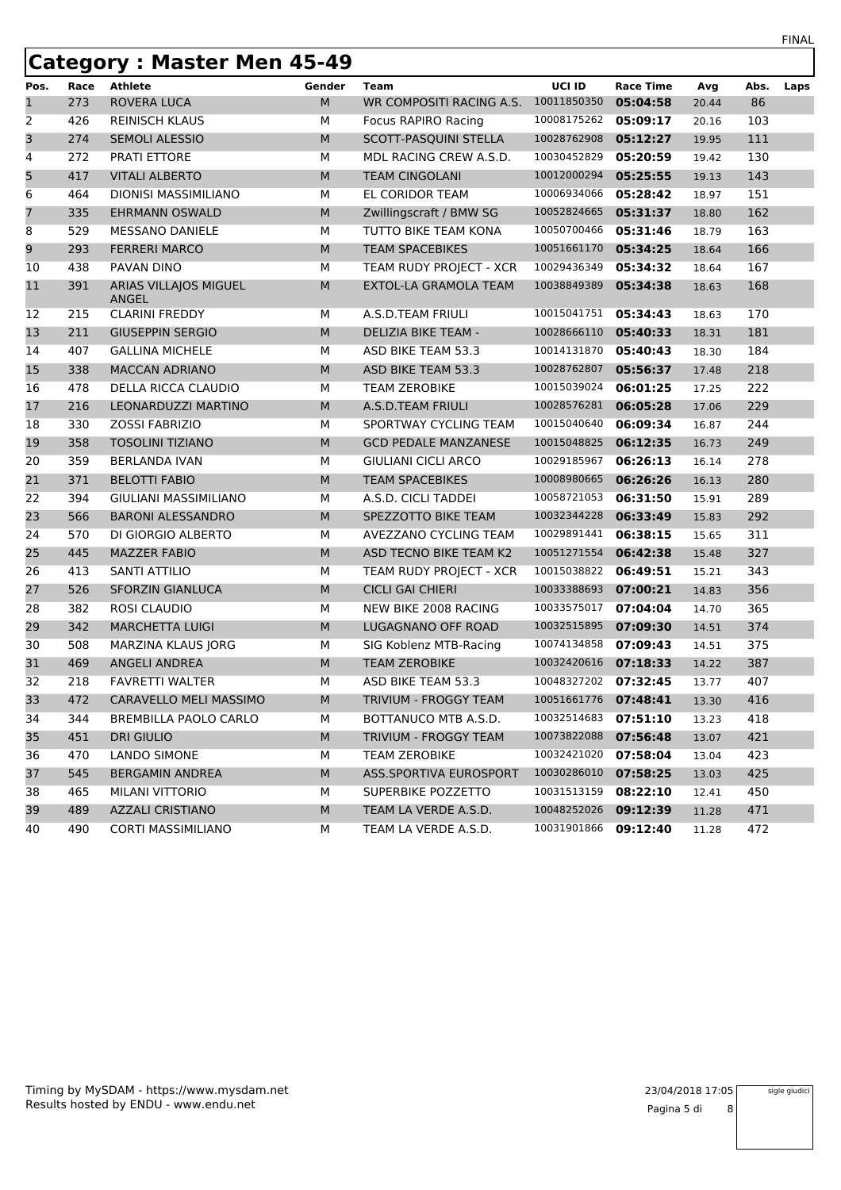FINAL

## Category : Master Men 45-49

| Pos. | Race | Athlete | Gender | Team | UCI ID | Race Time | Avg | Abs. | Laps |
|---|---|---|---|---|---|---|---|---|---|
| 1 | 273 | ROVERA LUCA | M | WR COMPOSITI RACING A.S. | 10011850350 | **05:04:58** | 20.44 | 86 | |
| 2 | 426 | REINISCH KLAUS | M | Focus RAPIRO Racing | 10008175262 | **05:09:17** | 20.16 | 103 | |
| 3 | 274 | SEMOLI ALESSIO | M | SCOTT-PASQUINI STELLA | 10028762908 | **05:12:27** | 19.95 | 111 | |
| 4 | 272 | PRATI ETTORE | M | MDL RACING CREW A.S.D. | 10030452829 | **05:20:59** | 19.42 | 130 | |
| 5 | 417 | VITALI ALBERTO | M | TEAM CINGOLANI | 10012000294 | **05:25:55** | 19.13 | 143 | |
| 6 | 464 | DIONISI MASSIMILIANO | M | EL CORIDOR TEAM | 10006934066 | **05:28:42** | 18.97 | 151 | |
| 7 | 335 | EHRMANN OSWALD | M | Zwillingscraft / BMW SG | 10052824665 | **05:31:37** | 18.80 | 162 | |
| 8 | 529 | MESSANO DANIELE | M | TUTTO BIKE TEAM KONA | 10050700466 | **05:31:46** | 18.79 | 163 | |
| 9 | 293 | FERRERI MARCO | M | TEAM SPACEBIKES | 10051661170 | **05:34:25** | 18.64 | 166 | |
| 10 | 438 | PAVAN DINO | M | TEAM RUDY PROJECT - XCR | 10029436349 | **05:34:32** | 18.64 | 167 | |
| 11 | 391 | ARIAS VILLAJOS MIGUEL ANGEL | M | EXTOL-LA GRAMOLA TEAM | 10038849389 | **05:34:38** | 18.63 | 168 | |
| 12 | 215 | CLARINI FREDDY | M | A.S.D.TEAM FRIULI | 10015041751 | **05:34:43** | 18.63 | 170 | |
| 13 | 211 | GIUSEPPIN SERGIO | M | DELIZIA BIKE TEAM - | 10028666110 | **05:40:33** | 18.31 | 181 | |
| 14 | 407 | GALLINA MICHELE | M | ASD BIKE TEAM 53.3 | 10014131870 | **05:40:43** | 18.30 | 184 | |
| 15 | 338 | MACCAN ADRIANO | M | ASD BIKE TEAM 53.3 | 10028762807 | **05:56:37** | 17.48 | 218 | |
| 16 | 478 | DELLA RICCA CLAUDIO | M | TEAM ZEROBIKE | 10015039024 | **06:01:25** | 17.25 | 222 | |
| 17 | 216 | LEONARDUZZI MARTINO | M | A.S.D.TEAM FRIULI | 10028576281 | **06:05:28** | 17.06 | 229 | |
| 18 | 330 | ZOSSI FABRIZIO | M | SPORTWAY CYCLING TEAM | 10015040640 | **06:09:34** | 16.87 | 244 | |
| 19 | 358 | TOSOLINI TIZIANO | M | GCD PEDALE MANZANESE | 10015048825 | **06:12:35** | 16.73 | 249 | |
| 20 | 359 | BERLANDA IVAN | M | GIULIANI CICLI ARCO | 10029185967 | **06:26:13** | 16.14 | 278 | |
| 21 | 371 | BELOTTI FABIO | M | TEAM SPACEBIKES | 10008980665 | **06:26:26** | 16.13 | 280 | |
| 22 | 394 | GIULIANI MASSIMILIANO | M | A.S.D. CICLI TADDEI | 10058721053 | **06:31:50** | 15.91 | 289 | |
| 23 | 566 | BARONI ALESSANDRO | M | SPEZZOTTO BIKE TEAM | 10032344228 | **06:33:49** | 15.83 | 292 | |
| 24 | 570 | DI GIORGIO ALBERTO | M | AVEZZANO CYCLING TEAM | 10029891441 | **06:38:15** | 15.65 | 311 | |
| 25 | 445 | MAZZER FABIO | M | ASD TECNO BIKE TEAM K2 | 10051271554 | **06:42:38** | 15.48 | 327 | |
| 26 | 413 | SANTI ATTILIO | M | TEAM RUDY PROJECT - XCR | 10015038822 | **06:49:51** | 15.21 | 343 | |
| 27 | 526 | SFORZIN GIANLUCA | M | CICLI GAI CHIERI | 10033388693 | **07:00:21** | 14.83 | 356 | |
| 28 | 382 | ROSI CLAUDIO | M | NEW BIKE 2008 RACING | 10033575017 | **07:04:04** | 14.70 | 365 | |
| 29 | 342 | MARCHETTA LUIGI | M | LUGAGNANO OFF ROAD | 10032515895 | **07:09:30** | 14.51 | 374 | |
| 30 | 508 | MARZINA KLAUS JORG | M | SIG Koblenz MTB-Racing | 10074134858 | **07:09:43** | 14.51 | 375 | |
| 31 | 469 | ANGELI ANDREA | M | TEAM ZEROBIKE | 10032420616 | **07:18:33** | 14.22 | 387 | |
| 32 | 218 | FAVRETTI WALTER | M | ASD BIKE TEAM 53.3 | 10048327202 | **07:32:45** | 13.77 | 407 | |
| 33 | 472 | CARAVELLO MELI MASSIMO | M | TRIVIUM - FROGGY TEAM | 10051661776 | **07:48:41** | 13.30 | 416 | |
| 34 | 344 | BREMBILLA PAOLO CARLO | M | BOTTANUCO MTB A.S.D. | 10032514683 | **07:51:10** | 13.23 | 418 | |
| 35 | 451 | DRI GIULIO | M | TRIVIUM - FROGGY TEAM | 10073822088 | **07:56:48** | 13.07 | 421 | |
| 36 | 470 | LANDO SIMONE | M | TEAM ZEROBIKE | 10032421020 | **07:58:04** | 13.04 | 423 | |
| 37 | 545 | BERGAMIN ANDREA | M | ASS.SPORTIVA EUROSPORT | 10030286010 | **07:58:25** | 13.03 | 425 | |
| 38 | 465 | MILANI VITTORIO | M | SUPERBIKE POZZETTO | 10031513159 | **08:22:10** | 12.41 | 450 | |
| 39 | 489 | AZZALI CRISTIANO | M | TEAM LA VERDE A.S.D. | 10048252026 | **09:12:39** | 11.28 | 471 | |
| 40 | 490 | CORTI MASSIMILIANO | M | TEAM LA VERDE A.S.D. | 10031901866 | **09:12:40** | 11.28 | 472 | |

Timing by MySDAM - https://www.mysdam.net
Results hosted by ENDU - www.endu.net

23/04/2018 17:05

sigle giudici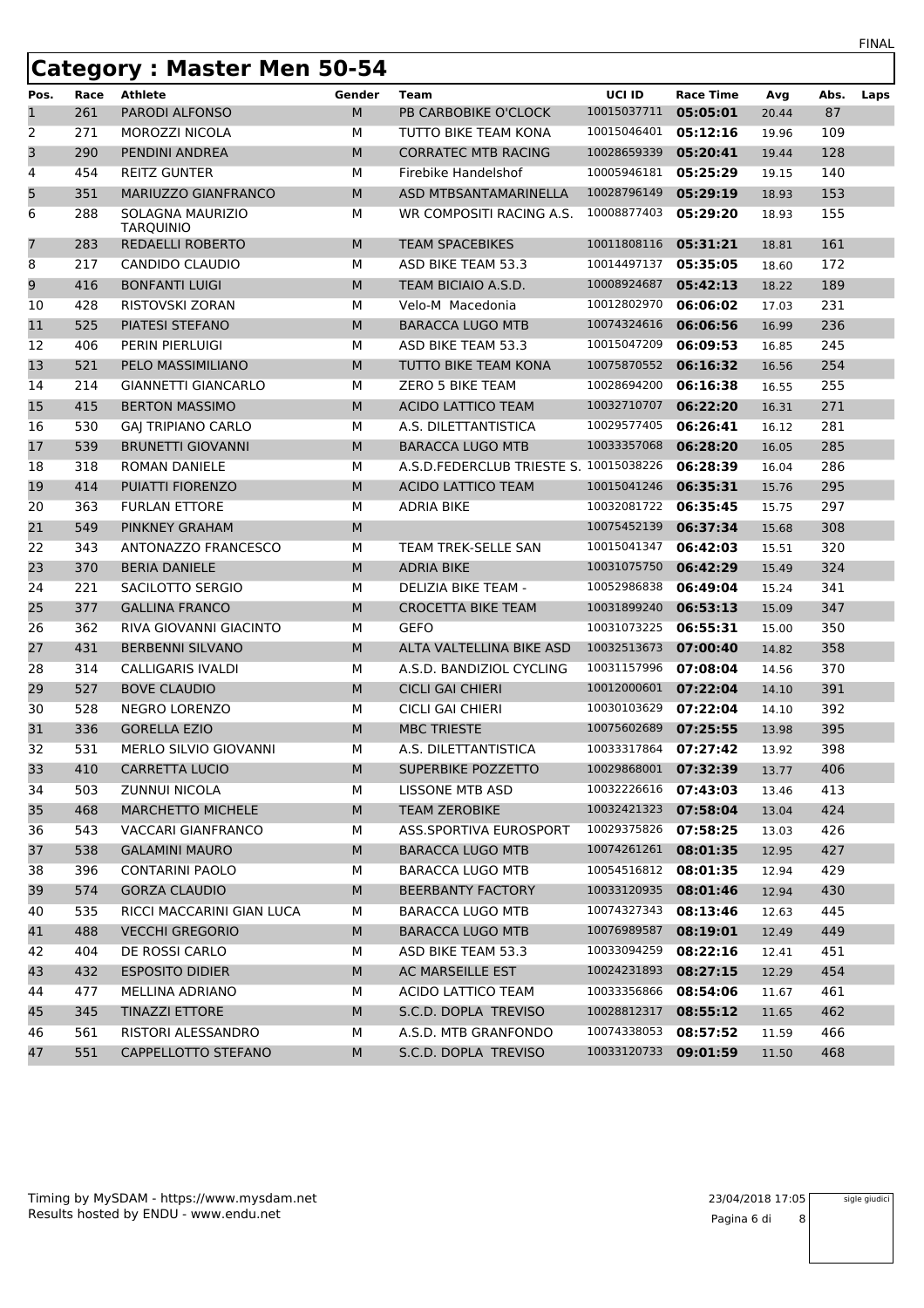FINAL

# Category : Master Men 50-54

| Pos. | Race | Athlete | Gender | Team | UCI ID | Race Time | Avg | Abs. | Laps |
|---|---|---|---|---|---|---|---|---|---|
| 1 | 261 | PARODI ALFONSO | M | PB CARBOBIKE O'CLOCK | 10015037711 | **05:05:01** | 20.44 | 87 | |
| 2 | 271 | MOROZZI NICOLA | M | TUTTO BIKE TEAM KONA | 10015046401 | **05:12:16** | 19.96 | 109 | |
| 3 | 290 | PENDINI ANDREA | M | CORRATEC MTB RACING | 10028659339 | **05:20:41** | 19.44 | 128 | |
| 4 | 454 | REITZ GUNTER | M | Firebike Handelshof | 10005946181 | **05:25:29** | 19.15 | 140 | |
| 5 | 351 | MARIUZZO GIANFRANCO | M | ASD MTBSANTAMARINELLA | 10028796149 | **05:29:19** | 18.93 | 153 | |
| 6 | 288 | SOLAGNA MAURIZIO TARQUINIO | M | WR COMPOSITI RACING A.S. | 10008877403 | **05:29:20** | 18.93 | 155 | |
| 7 | 283 | REDAELLI ROBERTO | M | TEAM SPACEBIKES | 10011808116 | **05:31:21** | 18.81 | 161 | |
| 8 | 217 | CANDIDO CLAUDIO | M | ASD BIKE TEAM 53.3 | 10014497137 | **05:35:05** | 18.60 | 172 | |
| 9 | 416 | BONFANTI LUIGI | M | TEAM BICIAIO A.S.D. | 10008924687 | **05:42:13** | 18.22 | 189 | |
| 10 | 428 | RISTOVSKI ZORAN | M | Velo-M Macedonia | 10012802970 | **06:06:02** | 17.03 | 231 | |
| 11 | 525 | PIATESI STEFANO | M | BARACCA LUGO MTB | 10074324616 | **06:06:56** | 16.99 | 236 | |
| 12 | 406 | PERIN PIERLUIGI | M | ASD BIKE TEAM 53.3 | 10015047209 | **06:09:53** | 16.85 | 245 | |
| 13 | 521 | PELO MASSIMILIANO | M | TUTTO BIKE TEAM KONA | 10075870552 | **06:16:32** | 16.56 | 254 | |
| 14 | 214 | GIANNETTI GIANCARLO | M | ZERO 5 BIKE TEAM | 10028694200 | **06:16:38** | 16.55 | 255 | |
| 15 | 415 | BERTON MASSIMO | M | ACIDO LATTICO TEAM | 10032710707 | **06:22:20** | 16.31 | 271 | |
| 16 | 530 | GAJ TRIPIANO CARLO | M | A.S. DILETTANTISTICA | 10029577405 | **06:26:41** | 16.12 | 281 | |
| 17 | 539 | BRUNETTI GIOVANNI | M | BARACCA LUGO MTB | 10033357068 | **06:28:20** | 16.05 | 285 | |
| 18 | 318 | ROMAN DANIELE | M | A.S.D.FEDERCLUB TRIESTE S. | 10015038226 | **06:28:39** | 16.04 | 286 | |
| 19 | 414 | PUIATTI FIORENZO | M | ACIDO LATTICO TEAM | 10015041246 | **06:35:31** | 15.76 | 295 | |
| 20 | 363 | FURLAN ETTORE | M | ADRIA BIKE | 10032081722 | **06:35:45** | 15.75 | 297 | |
| 21 | 549 | PINKNEY GRAHAM | M | | 10075452139 | **06:37:34** | 15.68 | 308 | |
| 22 | 343 | ANTONAZZO FRANCESCO | M | TEAM TREK-SELLE SAN | 10015041347 | **06:42:03** | 15.51 | 320 | |
| 23 | 370 | BERIA DANIELE | M | ADRIA BIKE | 10031075750 | **06:42:29** | 15.49 | 324 | |
| 24 | 221 | SACILOTTO SERGIO | M | DELIZIA BIKE TEAM - | 10052986838 | **06:49:04** | 15.24 | 341 | |
| 25 | 377 | GALLINA FRANCO | M | CROCETTA BIKE TEAM | 10031899240 | **06:53:13** | 15.09 | 347 | |
| 26 | 362 | RIVA GIOVANNI GIACINTO | M | GEFO | 10031073225 | **06:55:31** | 15.00 | 350 | |
| 27 | 431 | BERBENNI SILVANO | M | ALTA VALTELLINA BIKE ASD | 10032513673 | **07:00:40** | 14.82 | 358 | |
| 28 | 314 | CALLIGARIS IVALDI | M | A.S.D. BANDIZIOL CYCLING | 10031157996 | **07:08:04** | 14.56 | 370 | |
| 29 | 527 | BOVE CLAUDIO | M | CICLI GAI CHIERI | 10012000601 | **07:22:04** | 14.10 | 391 | |
| 30 | 528 | NEGRO LORENZO | M | CICLI GAI CHIERI | 10030103629 | **07:22:04** | 14.10 | 392 | |
| 31 | 336 | GORELLA EZIO | M | MBC TRIESTE | 10075602689 | **07:25:55** | 13.98 | 395 | |
| 32 | 531 | MERLO SILVIO GIOVANNI | M | A.S. DILETTANTISTICA | 10033317864 | **07:27:42** | 13.92 | 398 | |
| 33 | 410 | CARRETTA LUCIO | M | SUPERBIKE POZZETTO | 10029868001 | **07:32:39** | 13.77 | 406 | |
| 34 | 503 | ZUNNUI NICOLA | M | LISSONE MTB ASD | 10032226616 | **07:43:03** | 13.46 | 413 | |
| 35 | 468 | MARCHETTO MICHELE | M | TEAM ZEROBIKE | 10032421323 | **07:58:04** | 13.04 | 424 | |
| 36 | 543 | VACCARI GIANFRANCO | M | ASS.SPORTIVA EUROSPORT | 10029375826 | **07:58:25** | 13.03 | 426 | |
| 37 | 538 | GALAMINI MAURO | M | BARACCA LUGO MTB | 10074261261 | **08:01:35** | 12.95 | 427 | |
| 38 | 396 | CONTARINI PAOLO | M | BARACCA LUGO MTB | 10054516812 | **08:01:35** | 12.94 | 429 | |
| 39 | 574 | GORZA CLAUDIO | M | BEERBANTY FACTORY | 10033120935 | **08:01:46** | 12.94 | 430 | |
| 40 | 535 | RICCI MACCARINI GIAN LUCA | M | BARACCA LUGO MTB | 10074327343 | **08:13:46** | 12.63 | 445 | |
| 41 | 488 | VECCHI GREGORIO | M | BARACCA LUGO MTB | 10076989587 | **08:19:01** | 12.49 | 449 | |
| 42 | 404 | DE ROSSI CARLO | M | ASD BIKE TEAM 53.3 | 10033094259 | **08:22:16** | 12.41 | 451 | |
| 43 | 432 | ESPOSITO DIDIER | M | AC MARSEILLE EST | 10024231893 | **08:27:15** | 12.29 | 454 | |
| 44 | 477 | MELLINA ADRIANO | M | ACIDO LATTICO TEAM | 10033356866 | **08:54:06** | 11.67 | 461 | |
| 45 | 345 | TINAZZI ETTORE | M | S.C.D. DOPLA TREVISO | 10028812317 | **08:55:12** | 11.65 | 462 | |
| 46 | 561 | RISTORI ALESSANDRO | M | A.S.D. MTB GRANFONDO | 10074338053 | **08:57:52** | 11.59 | 466 | |
| 47 | 551 | CAPPELLOTTO STEFANO | M | S.C.D. DOPLA TREVISO | 10033120733 | **09:01:59** | 11.50 | 468 | |

Timing by MySDAM - https://www.mysdam.net
Results hosted by ENDU - www.endu.net

23/04/2018 17:05

sigle giudici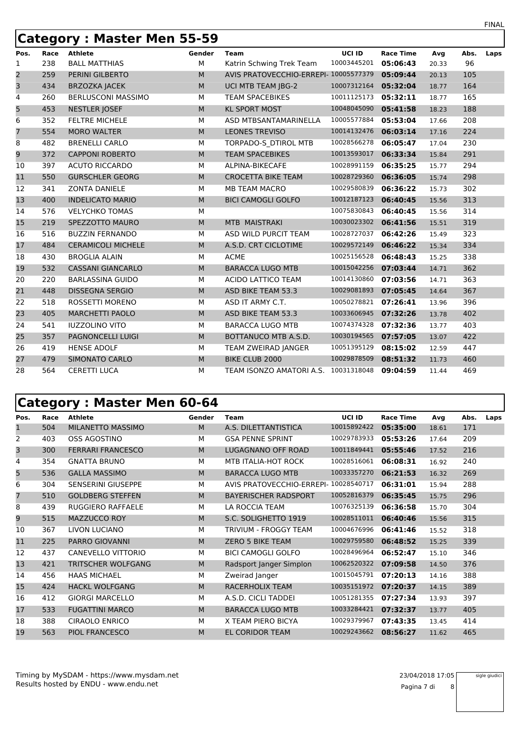FINAL

## Category : Master Men 55-59

| Pos. | Race | Athlete | Gender | Team | UCI ID | Race Time | Avg | Abs. | Laps |
|---|---|---|---|---|---|---|---|---|---|
| 1 | 238 | BALL MATTHIAS | M | Katrin Schwing Trek Team | 10003445201 | **05:06:43** | 20.33 | 96 | |
| 2 | 259 | PERINI GILBERTO | M | AVIS PRATOVECCHIO-ERREPI- | 10005577379 | **05:09:44** | 20.13 | 105 | |
| 3 | 434 | BRZOZKA JACEK | M | UCI MTB TEAM JBG-2 | 10007312164 | **05:32:04** | 18.77 | 164 | |
| 4 | 260 | BERLUSCONI MASSIMO | M | TEAM SPACEBIKES | 10011125173 | **05:32:11** | 18.77 | 165 | |
| 5 | 453 | NESTLER JOSEF | M | KL SPORT MOST | 10048045090 | **05:41:58** | 18.23 | 188 | |
| 6 | 352 | FELTRE MICHELE | M | ASD MTBSANTAMARINELLA | 10005577884 | **05:53:04** | 17.66 | 208 | |
| 7 | 554 | MORO WALTER | M | LEONES TREVISO | 10014132476 | **06:03:14** | 17.16 | 224 | |
| 8 | 482 | BRENELLI CARLO | M | TORPADO-S_DTIROL MTB | 10028566278 | **06:05:47** | 17.04 | 230 | |
| 9 | 372 | CAPPONI ROBERTO | M | TEAM SPACEBIKES | 10013593017 | **06:33:34** | 15.84 | 291 | |
| 10 | 397 | ACUTO RICCARDO | M | ALPINA-BIKECAFE | 10028991159 | **06:35:25** | 15.77 | 294 | |
| 11 | 550 | GURSCHLER GEORG | M | CROCETTA BIKE TEAM | 10028729360 | **06:36:05** | 15.74 | 298 | |
| 12 | 341 | ZONTA DANIELE | M | MB TEAM MACRO | 10029580839 | **06:36:22** | 15.73 | 302 | |
| 13 | 400 | INDELICATO MARIO | M | BICI CAMOGLI GOLFO | 10012187123 | **06:40:45** | 15.56 | 313 | |
| 14 | 576 | VELYCHKO TOMAS | M | | 10075830843 | **06:40:45** | 15.56 | 314 | |
| 15 | 219 | SPEZZOTTO MAURO | M | MTB MAISTRAKI | 10030023302 | **06:41:56** | 15.51 | 319 | |
| 16 | 516 | BUZZIN FERNANDO | M | ASD WILD PURCIT TEAM | 10028727037 | **06:42:26** | 15.49 | 323 | |
| 17 | 484 | CERAMICOLI MICHELE | M | A.S.D. CRT CICLOTIME | 10029572149 | **06:46:22** | 15.34 | 334 | |
| 18 | 430 | BROGLIA ALAIN | M | ACME | 10025156528 | **06:48:43** | 15.25 | 338 | |
| 19 | 532 | CASSANI GIANCARLO | M | BARACCA LUGO MTB | 10015042256 | **07:03:44** | 14.71 | 362 | |
| 20 | 220 | BARLASSINA GUIDO | M | ACIDO LATTICO TEAM | 10014130860 | **07:03:56** | 14.71 | 363 | |
| 21 | 448 | DISSEGNA SERGIO | M | ASD BIKE TEAM 53.3 | 10029081893 | **07:05:45** | 14.64 | 367 | |
| 22 | 518 | ROSSETTI MORENO | M | ASD IT ARMY C.T. | 10050278821 | **07:26:41** | 13.96 | 396 | |
| 23 | 405 | MARCHETTI PAOLO | M | ASD BIKE TEAM 53.3 | 10033606945 | **07:32:26** | 13.78 | 402 | |
| 24 | 541 | IUZZOLINO VITO | M | BARACCA LUGO MTB | 10074374328 | **07:32:36** | 13.77 | 403 | |
| 25 | 357 | PAGNONCELLI LUIGI | M | BOTTANUCO MTB A.S.D. | 10030194565 | **07:57:05** | 13.07 | 422 | |
| 26 | 419 | HENSE ADOLF | M | TEAM ZWEIRAD JANGER | 10051395129 | **08:15:02** | 12.59 | 447 | |
| 27 | 479 | SIMONATO CARLO | M | BIKE CLUB 2000 | 10029878509 | **08:51:32** | 11.73 | 460 | |
| 28 | 564 | CERETTI LUCA | M | TEAM ISONZO AMATORI A.S. | 10031318048 | **09:04:59** | 11.44 | 469 | |

## Category : Master Men 60-64

| Pos. | Race | Athlete | Gender | Team | UCI ID | Race Time | Avg | Abs. | Laps |
|---|---|---|---|---|---|---|---|---|---|
| 1 | 504 | MILANETTO MASSIMO | M | A.S. DILETTANTISTICA | 10015892422 | **05:35:00** | 18.61 | 171 | |
| 2 | 403 | OSS AGOSTINO | M | GSA PENNE SPRINT | 10029783933 | **05:53:26** | 17.64 | 209 | |
| 3 | 300 | FERRARI FRANCESCO | M | LUGAGNANO OFF ROAD | 10011849441 | **05:55:46** | 17.52 | 216 | |
| 4 | 354 | GNATTA BRUNO | M | MTB ITALIA-HOT ROCK | 10028516061 | **06:08:31** | 16.92 | 240 | |
| 5 | 536 | GALLA MASSIMO | M | BARACCA LUGO MTB | 10033357270 | **06:21:53** | 16.32 | 269 | |
| 6 | 304 | SENSERINI GIUSEPPE | M | AVIS PRATOVECCHIO-ERREPI- | 10028540717 | **06:31:01** | 15.94 | 288 | |
| 7 | 510 | GOLDBERG STEFFEN | M | BAYERISCHER RADSPORT | 10052816379 | **06:35:45** | 15.75 | 296 | |
| 8 | 439 | RUGGIERO RAFFAELE | M | LA ROCCIA TEAM | 10076325139 | **06:36:58** | 15.70 | 304 | |
| 9 | 515 | MAZZUCCO ROY | M | S.C. SOLIGHETTO 1919 | 10028511011 | **06:40:46** | 15.56 | 315 | |
| 10 | 367 | LIVON LUCIANO | M | TRIVIUM - FROGGY TEAM | 10004676996 | **06:41:46** | 15.52 | 318 | |
| 11 | 225 | PARRO GIOVANNI | M | ZERO 5 BIKE TEAM | 10029759580 | **06:48:52** | 15.25 | 339 | |
| 12 | 437 | CANEVELLO VITTORIO | M | BICI CAMOGLI GOLFO | 10028496964 | **06:52:47** | 15.10 | 346 | |
| 13 | 421 | TRITSCHER WOLFGANG | M | Radsport Janger Simplon | 10062520322 | **07:09:58** | 14.50 | 376 | |
| 14 | 456 | HAAS MICHAEL | M | Zweirad Janger | 10015045791 | **07:20:13** | 14.16 | 388 | |
| 15 | 424 | HACKL WOLFGANG | M | RACERHOLIX TEAM | 10035151972 | **07:20:37** | 14.15 | 389 | |
| 16 | 412 | GIORGI MARCELLO | M | A.S.D. CICLI TADDEI | 10051281355 | **07:27:34** | 13.93 | 397 | |
| 17 | 533 | FUGATTINI MARCO | M | BARACCA LUGO MTB | 10033284421 | **07:32:37** | 13.77 | 405 | |
| 18 | 388 | CIRAOLO ENRICO | M | X TEAM PIERO BICYA | 10029379967 | **07:43:35** | 13.45 | 414 | |
| 19 | 563 | PIOL FRANCESCO | M | EL CORIDOR TEAM | 10029243662 | **08:56:27** | 11.62 | 465 | |

Timing by MySDAM - https://www.mysdam.net
Results hosted by ENDU - www.endu.net

23/04/2018 17:05

sigle giudici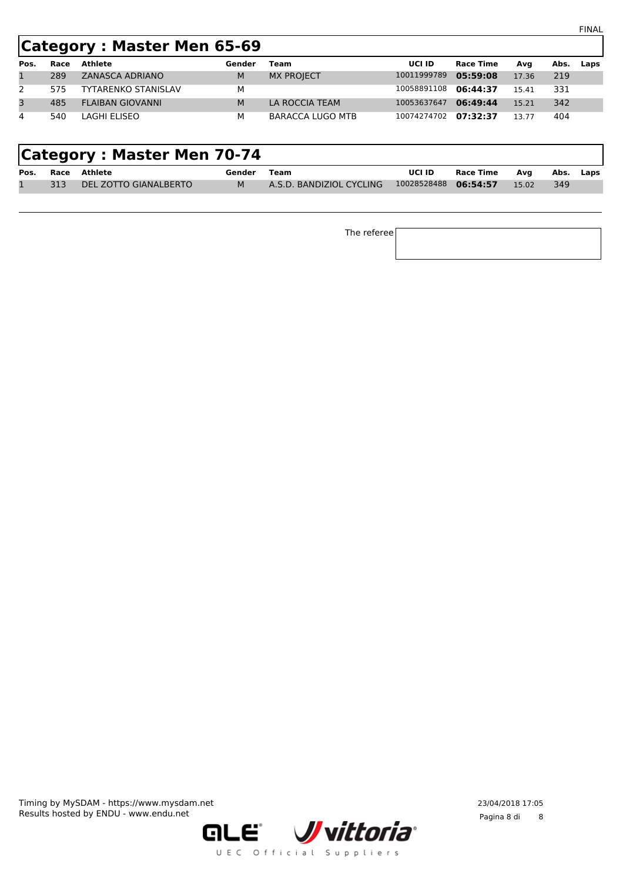FINAL

## Category : Master Men 65-69

| Pos. | Race | Athlete | Gender | Team | UCI ID | Race Time | Avg | Abs. | Laps |
|---|---|---|---|---|---|---|---|---|---|
| 1 | 289 | ZANASCA ADRIANO | M | MX PROJECT | 10011999789 | **05:59:08** | 17.36 | 219 | |
| 2 | 575 | TYTARENKO STANISLAV | M | | 10058891108 | **06:44:37** | 15.41 | 331 | |
| 3 | 485 | FLAIBAN GIOVANNI | M | LA ROCCIA TEAM | 10053637647 | **06:49:44** | 15.21 | 342 | |
| 4 | 540 | LAGHI ELISEO | M | BARACCA LUGO MTB | 10074274702 | **07:32:37** | 13.77 | 404 | |

## Category : Master Men 70-74

| Pos. | Race | Athlete | Gender | Team | UCI ID | Race Time | Avg | Abs. | Laps |
|---|---|---|---|---|---|---|---|---|---|
| 1 | 313 | DEL ZOTTO GIANALBERTO | M | A.S.D. BANDIZIOL CYCLING | 10028528488 | **06:54:57** | 15.02 | 349 | |

The referee

Timing by MySDAM - https://www.mysdam.net
Results hosted by ENDU - www.endu.net

23/04/2018 17:05

UEC Official Suppliers